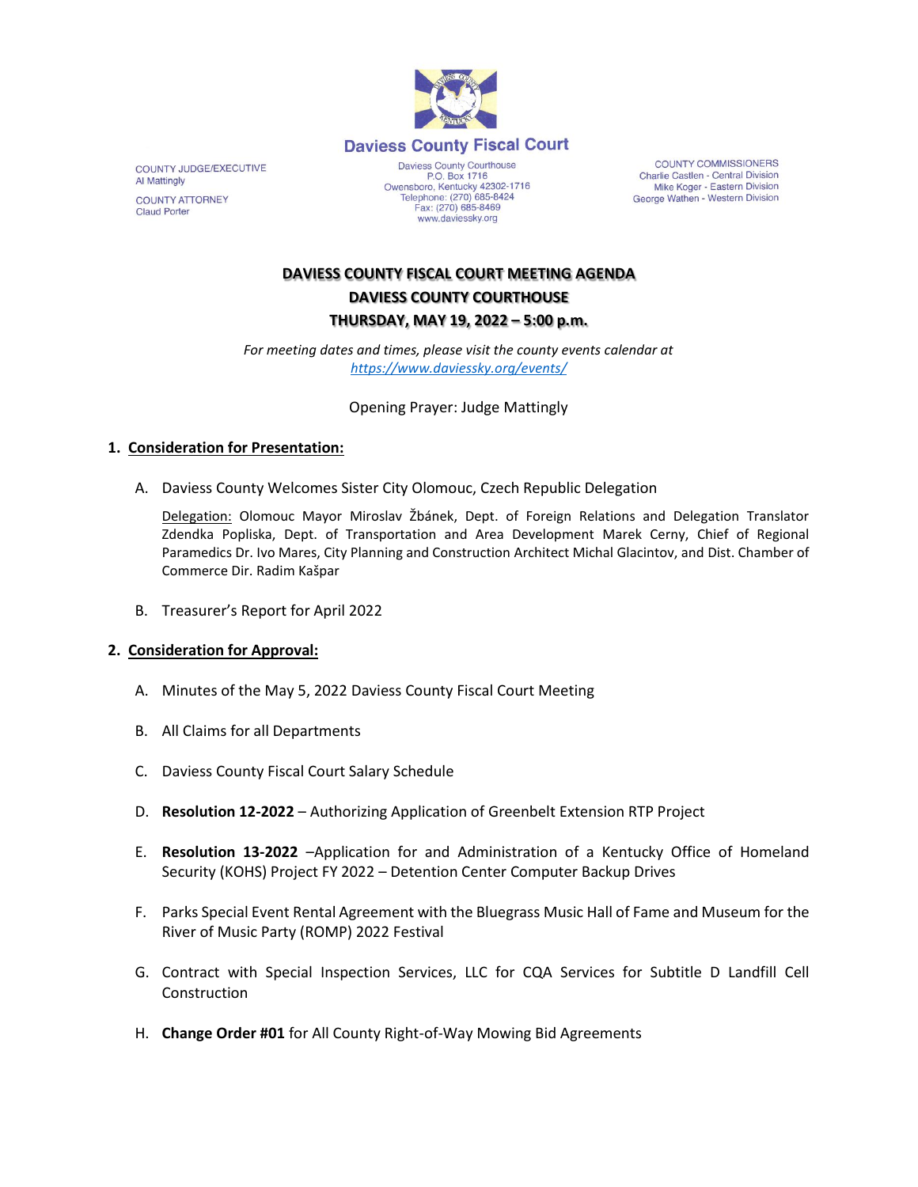**Daviess County Fiscal Court**

COUNTY JUDGE/EXECUTIVE
Al Mattingly

COUNTY ATTORNEY
Claud Porter

Daviess County Courthouse
P.O. Box 1716
Owensboro, Kentucky 42302-1716
Telephone: (270) 685-8424
Fax: (270) 685-8469
www.daviessky.org

COUNTY COMMISSIONERS
Charlie Castlen - Central Division
Mike Koger - Eastern Division
George Wathen - Western Division

# DAVIESS COUNTY FISCAL COURT MEETING AGENDA
## DAVIESS COUNTY COURTHOUSE
## THURSDAY, MAY 19, 2022 – 5:00 p.m.

*For meeting dates and times, please visit the county events calendar at https://www.daviessky.org/events/*

Opening Prayer: Judge Mattingly

1. **Consideration for Presentation:**

   A. Daviess County Welcomes Sister City Olomouc, Czech Republic Delegation

   Delegation: Olomouc Mayor Miroslav Žbánek, Dept. of Foreign Relations and Delegation Translator Zdendka Popliska, Dept. of Transportation and Area Development Marek Cerny, Chief of Regional Paramedics Dr. Ivo Mares, City Planning and Construction Architect Michal Glacintov, and Dist. Chamber of Commerce Dir. Radim Kašpar

   B. Treasurer's Report for April 2022

2. **Consideration for Approval:**

   A. Minutes of the May 5, 2022 Daviess County Fiscal Court Meeting

   B. All Claims for all Departments

   C. Daviess County Fiscal Court Salary Schedule

   D. **Resolution 12-2022** – Authorizing Application of Greenbelt Extension RTP Project

   E. **Resolution 13-2022** –Application for and Administration of a Kentucky Office of Homeland Security (KOHS) Project FY 2022 – Detention Center Computer Backup Drives

   F. Parks Special Event Rental Agreement with the Bluegrass Music Hall of Fame and Museum for the River of Music Party (ROMP) 2022 Festival

   G. Contract with Special Inspection Services, LLC for CQA Services for Subtitle D Landfill Cell Construction

   H. **Change Order #01** for All County Right-of-Way Mowing Bid Agreements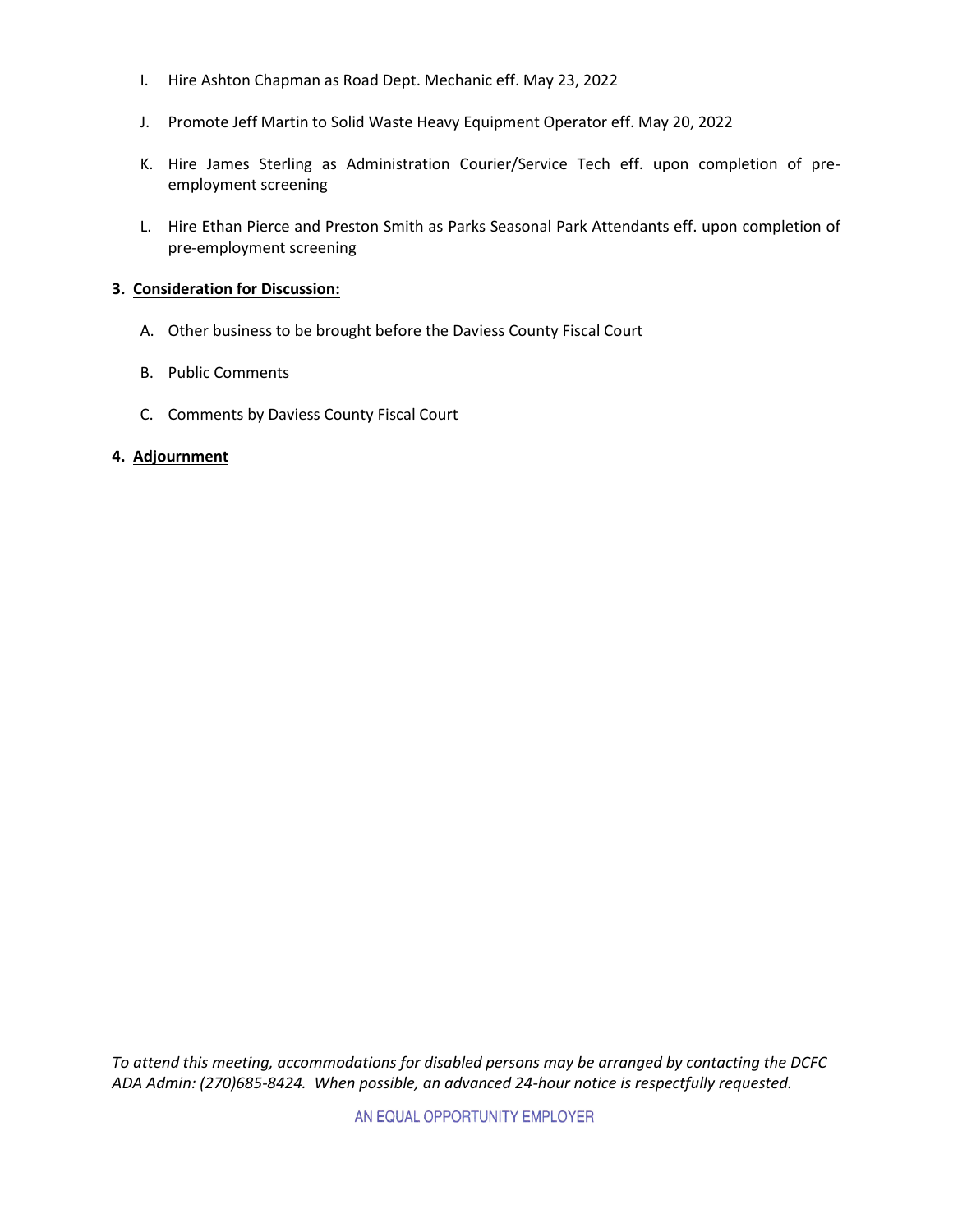I. Hire Ashton Chapman as Road Dept. Mechanic eff. May 23, 2022

J. Promote Jeff Martin to Solid Waste Heavy Equipment Operator eff. May 20, 2022

K. Hire James Sterling as Administration Courier/Service Tech eff. upon completion of pre-employment screening

L. Hire Ethan Pierce and Preston Smith as Parks Seasonal Park Attendants eff. upon completion of pre-employment screening

**3. Consideration for Discussion:**

A. Other business to be brought before the Daviess County Fiscal Court

B. Public Comments

C. Comments by Daviess County Fiscal Court

**4. Adjournment**

*To attend this meeting, accommodations for disabled persons may be arranged by contacting the DCFC ADA Admin: (270)685-8424. When possible, an advanced 24-hour notice is respectfully requested.*

AN EQUAL OPPORTUNITY EMPLOYER